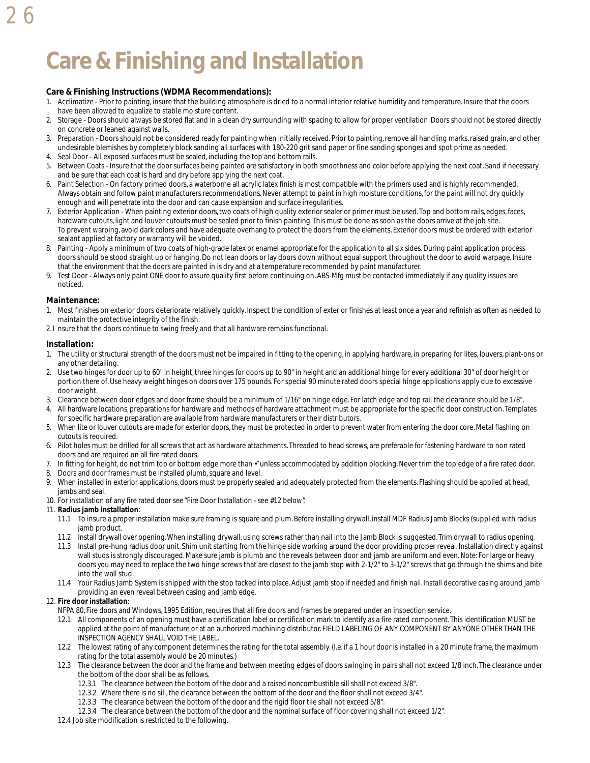# Care & Finishing and Installation

**Care & Finishing Instructions (WDMA Recommendations):**

1. Acclimatize - Prior to painting, insure that the building atmosphere is dried to a normal interior relative humidity and temperature. Insure that the doors have been allowed to equalize to stable moisture content.
2. Storage - Doors should always be stored flat and in a clean dry surrounding with spacing to allow for proper ventilation. Doors should not be stored directly on concrete or leaned against walls.
3. Preparation - Doors should not be considered ready for painting when initially received. Prior to painting, remove all handling marks, raised grain, and other undesirable blemishes by completely block sanding all surfaces with 180-220 grit sand paper or fine sanding sponges and spot prime as needed.
4. Seal Door - All exposed surfaces must be sealed, including the top and bottom rails.
5. Between Coats - Insure that the door surfaces being painted are satisfactory in both smoothness and color before applying the next coat. Sand if necessary and be sure that each coat is hard and dry before applying the next coat.
6. Paint Selection - On factory primed doors, a waterborne all acrylic latex finish is most compatible with the primers used and is highly recommended. Always obtain and follow paint manufacturers recommendations. Never attempt to paint in high moisture conditions, for the paint will not dry quickly enough and will penetrate into the door and can cause expansion and surface irregularities.
7. Exterior Application - When painting exterior doors, two coats of high quality exterior sealer or primer must be used. Top and bottom rails, edges, faces, hardware cutouts, light and louver cutouts must be sealed prior to finish painting. This must be done as soon as the doors arrive at the job site. To prevent warping, avoid dark colors and have adequate overhang to protect the doors from the elements. Exterior doors must be ordered with exterior sealant applied at factory or warranty will be voided.
8. Painting - Apply a minimum of two coats of high-grade latex or enamel appropriate for the application to all six sides. During paint application process doors should be stood straight up or hanging. Do not lean doors or lay doors down without equal support throughout the door to avoid warpage. Insure that the environment that the doors are painted in is dry and at a temperature recommended by paint manufacturer.
9. Test Door - Always only paint ONE door to assure quality first before continuing on. ABS-Mfg must be contacted immediately if any quality issues are noticed.

**Maintenance:**

1. Most finishes on exterior doors deteriorate relatively quickly. Inspect the condition of exterior finishes at least once a year and refinish as often as needed to maintain the protective integrity of the finish.
2. Insure that the doors continue to swing freely and that all hardware remains functional.

**Installation:**

1. The utility or structural strength of the doors must not be impaired in fitting to the opening, in applying hardware, in preparing for lites, louvers, plant-ons or any other detailing.
2. Use two hinges for door up to 60" in height, three hinges for doors up to 90" in height and an additional hinge for every additional 30" of door height or portion there of. Use heavy weight hinges on doors over 175 pounds. For special 90 minute rated doors special hinge applications apply due to excessive door weight.
3. Clearance between door edges and door frame should be a minimum of 1/16" on hinge edge. For latch edge and top rail the clearance should be 1/8".
4. All hardware locations, preparations for hardware and methods of hardware attachment must be appropriate for the specific door construction. Templates for specific hardware preparation are available from hardware manufacturers or their distributors.
5. When lite or louver cutouts are made for exterior doors, they must be protected in order to prevent water from entering the door core. Metal flashing on cutouts is required.
6. Pilot holes must be drilled for all screws that act as hardware attachments. Threaded to head screws, are preferable for fastening hardware to non rated doors and are required on all fire rated doors.
7. In fitting for height, do not trim top or bottom edge more than •" unless accommodated by addition blocking. Never trim the top edge of a fire rated door.
8. Doors and door frames must be installed plumb, square and level.
9. When installed in exterior applications, doors must be properly sealed and adequately protected from the elements. Flashing should be applied at head, jambs and seal.
10. For installation of any fire rated door see "Fire Door Installation - see #12 below".
11. **Radius jamb installation**:
    - 11.1 To insure a proper installation make sure framing is square and plum. Before installing drywall, install MDF Radius Jamb Blocks (supplied with radius jamb product.
    - 11.2 Install drywall over opening. When installing drywall, using screws rather than nail into the Jamb Block is suggested. Trim drywall to radius opening.
    - 11.3 Install pre-hung radius door unit. Shim unit starting from the hinge side working around the door providing proper reveal. Installation directly against wall studs is strongly discouraged. Make sure jamb is plumb and the reveals between door and jamb are uniform and even. Note: For large or heavy doors you may need to replace the two hinge screws that are closest to the jamb stop with 2-1/2" to 3-1/2" screws that go through the shims and bite into the wall stud.
    - 11.4 Your Radius Jamb System is shipped with the stop tacked into place. Adjust jamb stop if needed and finish nail. Install decorative casing around jamb providing an even reveal between casing and jamb edge.
12. **Fire door installation**:
    NFPA 80, Fire doors and Windows, 1995 Edition, requires that all fire doors and frames be prepared under an inspection service.
    - 12.1 All components of an opening must have a certification label or certification mark to identify as a fire rated component. This identification MUST be applied at the point of manufacture or at an authorized machining distributor. FIELD LABELING OF ANY COMPONENT BY ANYONE OTHER THAN THE INSPECTION AGENCY SHALL VOID THE LABEL.
    - 12.2 The lowest rating of any component determines the rating for the total assembly. (I.e. if a 1 hour door is installed in a 20 minute frame, the maximum rating for the total assembly would be 20 minutes.)
    - 12.3 The clearance between the door and the frame and between meeting edges of doors swinging in pairs shall not exceed 1/8 inch. The clearance under the bottom of the door shall be as follows.
      - 12.3.1 The clearance between the bottom of the door and a raised noncombustible sill shall not exceed 3/8".
      - 12.3.2 Where there is no sill, the clearance between the bottom of the door and the floor shall not exceed 3/4".
      - 12.3.3 The clearance between the bottom of the door and the rigid floor tile shall not exceed 5/8".
      - 12.3.4 The clearance between the bottom of the door and the nominal surface of floor covering shall not exceed 1/2".
    - 12.4 Job site modification is restricted to the following.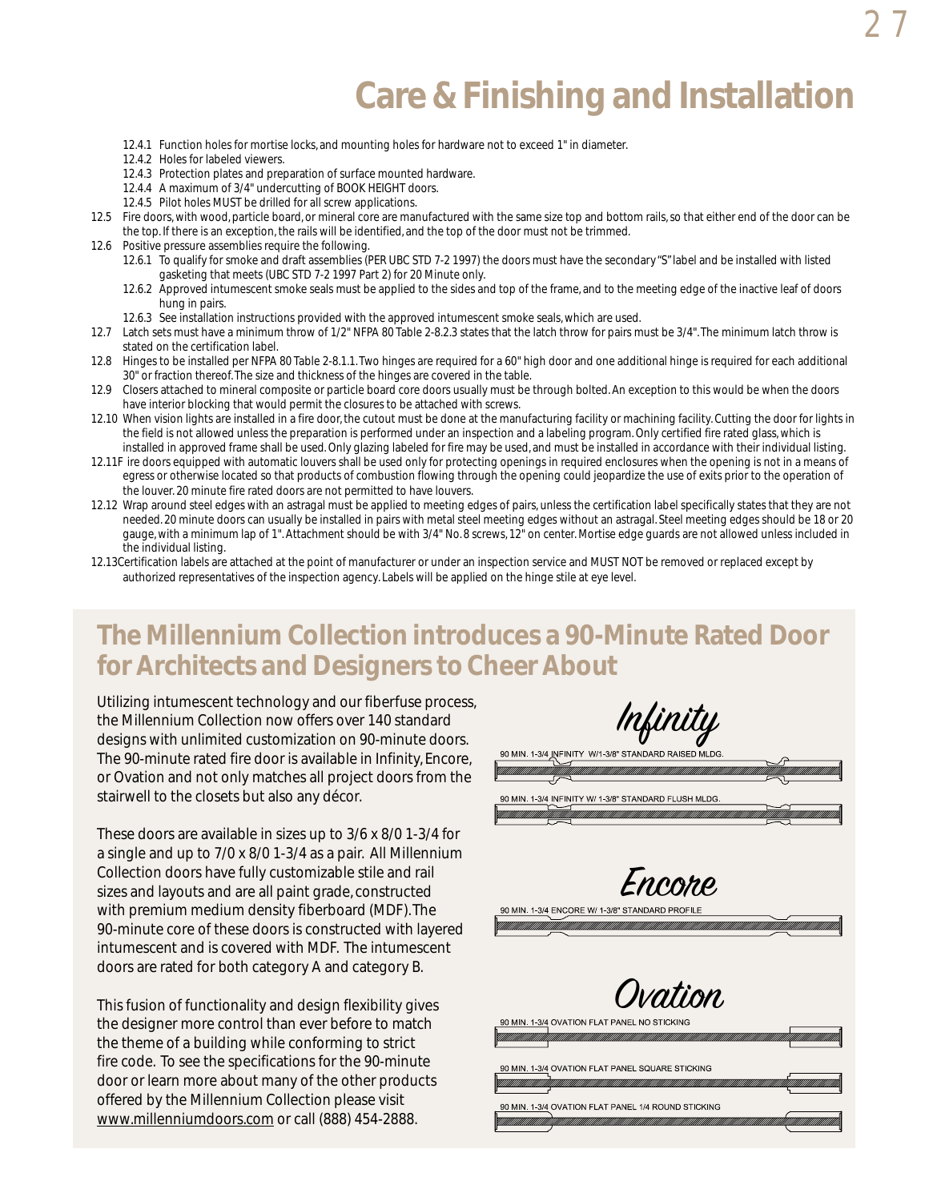# Care & Finishing and Installation

- 12.4.1 Function holes for mortise locks, and mounting holes for hardware not to exceed 1" in diameter.
- 12.4.2 Holes for labeled viewers.
- 12.4.3 Protection plates and preparation of surface mounted hardware.
- 12.4.4 A maximum of 3/4" undercutting of BOOK HEIGHT doors.
- 12.4.5 Pilot holes MUST be drilled for all screw applications.

12.5 Fire doors, with wood, particle board, or mineral core are manufactured with the same size top and bottom rails, so that either end of the door can be the top. If there is an exception, the rails will be identified, and the top of the door must not be trimmed.

12.6 Positive pressure assemblies require the following.

- 12.6.1 To qualify for smoke and draft assemblies (PER UBC STD 7-2 1997) the doors must have the secondary "S" label and be installed with listed gasketing that meets (UBC STD 7-2 1997 Part 2) for 20 Minute only.
- 12.6.2 Approved intumescent smoke seals must be applied to the sides and top of the frame, and to the meeting edge of the inactive leaf of doors hung in pairs.
- 12.6.3 See installation instructions provided with the approved intumescent smoke seals, which are used.

12.7 Latch sets must have a minimum throw of 1/2" NFPA 80 Table 2-8.2.3 states that the latch throw for pairs must be 3/4". The minimum latch throw is stated on the certification label.

12.8 Hinges to be installed per NFPA 80 Table 2-8.1.1. Two hinges are required for a 60" high door and one additional hinge is required for each additional 30" or fraction thereof. The size and thickness of the hinges are covered in the table.

12.9 Closers attached to mineral composite or particle board core doors usually must be through bolted. An exception to this would be when the doors have interior blocking that would permit the closures to be attached with screws.

12.10 When vision lights are installed in a fire door, the cutout must be done at the manufacturing facility or machining facility. Cutting the door for lights in the field is not allowed unless the preparation is performed under an inspection and a labeling program. Only certified fire rated glass, which is installed in approved frame shall be used. Only glazing labeled for fire may be used, and must be installed in accordance with their individual listing.

12.11 Fire doors equipped with automatic louvers shall be used only for protecting openings in required enclosures when the opening is not in a means of egress or otherwise located so that products of combustion flowing through the opening could jeopardize the use of exits prior to the operation of the louver. 20 minute fire rated doors are not permitted to have louvers.

12.12 Wrap around steel edges with an astragal must be applied to meeting edges of pairs, unless the certification label specifically states that they are not needed. 20 minute doors can usually be installed in pairs with metal steel meeting edges without an astragal. Steel meeting edges should be 18 or 20 gauge, with a minimum lap of 1". Attachment should be with 3/4" No. 8 screws, 12" on center. Mortise edge guards are not allowed unless included in the individual listing.

12.13 Certification labels are attached at the point of manufacturer or under an inspection service and MUST NOT be removed or replaced except by authorized representatives of the inspection agency. Labels will be applied on the hinge stile at eye level.

## The Millennium Collection introduces a 90-Minute Rated Door for Architects and Designers to Cheer About

Utilizing intumescent technology and our fiberfuse process, the Millennium Collection now offers over 140 standard designs with unlimited customization on 90-minute doors. The 90-minute rated fire door is available in Infinity, Encore, or Ovation and not only matches all project doors from the stairwell to the closets but also any décor.

These doors are available in sizes up to 3/6 x 8/0 1-3/4 for a single and up to 7/0 x 8/0 1-3/4 as a pair. All Millennium Collection doors have fully customizable stile and rail sizes and layouts and are all paint grade, constructed with premium medium density fiberboard (MDF). The 90-minute core of these doors is constructed with layered intumescent and is covered with MDF. The intumescent doors are rated for both category A and category B.

This fusion of functionality and design flexibility gives the designer more control than ever before to match the theme of a building while conforming to strict fire code. To see the specifications for the 90-minute door or learn more about many of the other products offered by the Millennium Collection please visit www.millenniumdoors.com or call (888) 454-2888.

Infinity

90 MIN. 1-3/4 INFINITY W/1-3/8" STANDARD RAISED MLDG.

90 MIN. 1-3/4 INFINITY W/ 1-3/8" STANDARD FLUSH MLDG.

Encore

90 MIN. 1-3/4 ENCORE W/ 1-3/8" STANDARD PROFILE

Ovation

90 MIN. 1-3/4 OVATION FLAT PANEL NO STICKING

90 MIN. 1-3/4 OVATION FLAT PANEL SQUARE STICKING

90 MIN. 1-3/4 OVATION FLAT PANEL 1/4 ROUND STICKING